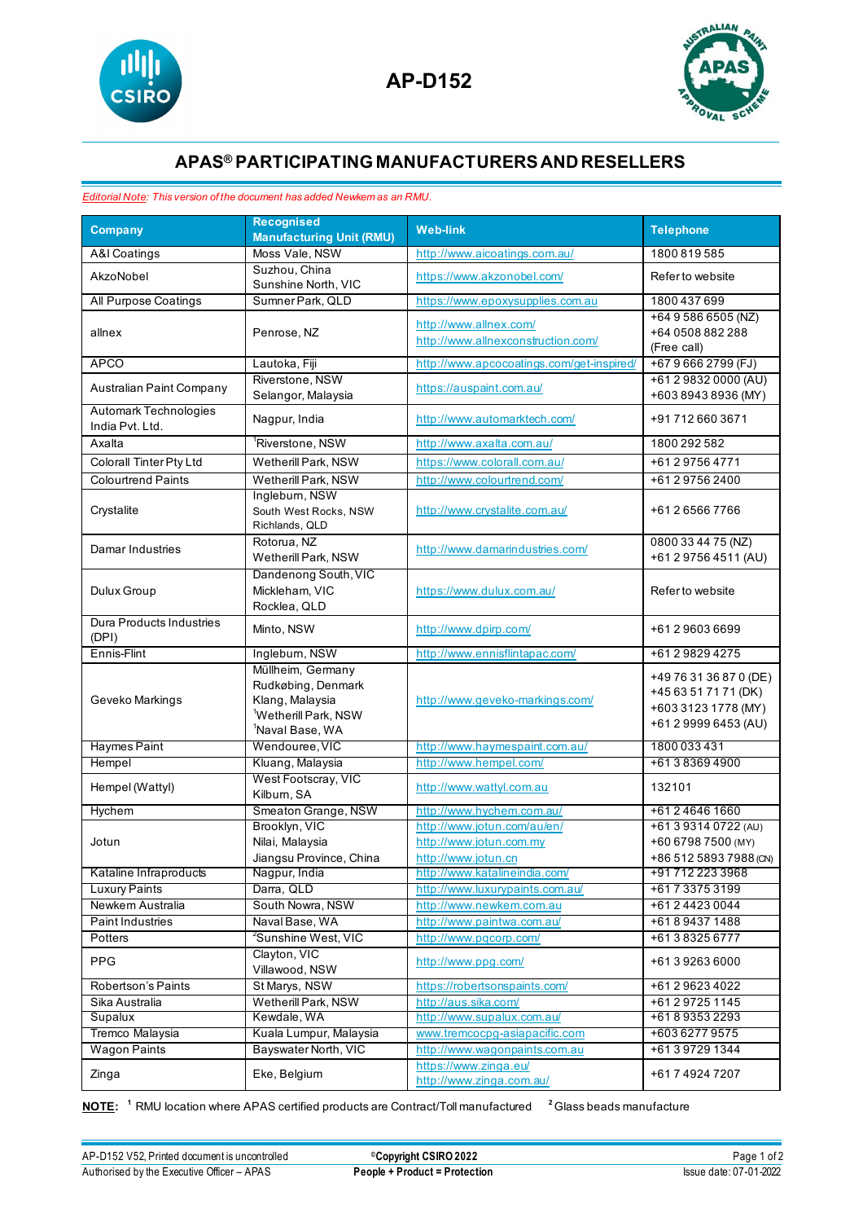# AP-D152

## APAS® PARTICIPATING MANUFACTURERS AND RESELLERS

*Editorial Note: This version of the document has added Newkem as an RMU.*

| Company | Recognised Manufacturing Unit (RMU) | Web-link | Telephone |
|---|---|---|---|
| A&I Coatings | Moss Vale, NSW | http://www.aicoatings.com.au/ | 1800 819 585 |
| AkzoNobel | Suzhou, China<br>Sunshine North, VIC | https://www.akzonobel.com/ | Refer to website |
| All Purpose Coatings | Sumner Park, QLD | https://www.epoxysupplies.com.au | 1800 437 699 |
| allnex | Penrose, NZ | http://www.allnex.com/<br>http://www.allnexconstruction.com/ | +64 9 586 6505 (NZ)<br>+64 0508 882 288<br>(Free call) |
| APCO | Lautoka, Fiji | http://www.apcocoatings.com/get-inspired/ | +67 9 666 2799 (FJ) |
| Australian Paint Company | Riverstone, NSW<br>Selangor, Malaysia | https://auspaint.com.au/ | +61 2 9832 0000 (AU)<br>+603 8943 8936 (MY) |
| Automark Technologies India Pvt. Ltd. | Nagpur, India | http://www.automarktech.com/ | +91 712 660 3671 |
| Axalta | [1]Riverstone, NSW | http://www.axalta.com.au/ | 1800 292 582 |
| Colorall Tinter Pty Ltd | Wetherill Park, NSW | https://www.colorall.com.au/ | +61 2 9756 4771 |
| Colourtrend Paints | Wetherill Park, NSW | http://www.colourtrend.com/ | +61 2 9756 2400 |
| Crystalite | Ingleburn, NSW<br>South West Rocks, NSW<br>Richlands, QLD | http://www.crystalite.com.au/ | +61 2 6566 7766 |
| Damar Industries | Rotorua, NZ<br>Wetherill Park, NSW | http://www.damarindustries.com/ | 0800 33 44 75 (NZ)<br>+61 2 9756 4511 (AU) |
| Dulux Group | Dandenong South, VIC<br>Mickleham, VIC<br>Rocklea, QLD | https://www.dulux.com.au/ | Refer to website |
| Dura Products Industries (DPI) | Minto, NSW | http://www.dpirp.com/ | +61 2 9603 6699 |
| Ennis-Flint | Ingleburn, NSW | http://www.ennisflintapac.com/ | +61 2 9829 4275 |
| Geveko Markings | Müllheim, Germany<br>Rudkøbing, Denmark<br>Klang, Malaysia<br>[1]Wetherill Park, NSW<br>[1]Naval Base, WA | http://www.geveko-markings.com/ | +49 76 31 36 87 0 (DE)<br>+45 63 51 71 71 (DK)<br>+603 3123 1778 (MY)<br>+61 2 9999 6453 (AU) |
| Haymes Paint | Wendouree, VIC | http://www.haymespaint.com.au/ | 1800 033 431 |
| Hempel | Kluang, Malaysia | http://www.hempel.com/ | +61 3 8369 4900 |
| Hempel (Wattyl) | West Footscray, VIC<br>Kilburn, SA | http://www.wattyl.com.au | 132101 |
| Hychem | Smeaton Grange, NSW | http://www.hychem.com.au/ | +61 2 4646 1660 |
| Jotun | Brooklyn, VIC<br>Nilai, Malaysia<br>Jiangsu Province, China | http://www.jotun.com/au/en/<br>http://www.jotun.com.my<br>http://www.jotun.cn | +61 3 9314 0722 (AU)<br>+60 6798 7500 (MY)<br>+86 512 5893 7988 (CN) |
| Kataline Infraproducts | Nagpur, India | http://www.katalineindia.com/ | +91 712 223 3968 |
| Luxury Paints | Darra, QLD | http://www.luxurypaints.com.au/ | +61 7 3375 3199 |
| Newkem Australia | South Nowra, NSW | http://www.newkem.com.au | +61 2 4423 0044 |
| Paint Industries | Naval Base, WA | http://www.paintwa.com.au/ | +61 8 9437 1488 |
| Potters | [2]Sunshine West, VIC | http://www.pqcorp.com/ | +61 3 8325 6777 |
| PPG | Clayton, VIC<br>Villawood, NSW | http://www.ppg.com/ | +61 3 9263 6000 |
| Robertson's Paints | St Marys, NSW | https://robertsonspaints.com/ | +61 2 9623 4022 |
| Sika Australia | Wetherill Park, NSW | http://aus.sika.com/ | +61 2 9725 1145 |
| Supalux | Kewdale, WA | http://www.supalux.com.au/ | +61 8 9353 2293 |
| Tremco Malaysia | Kuala Lumpur, Malaysia | www.tremcocpg-asiapacific.com | +603 6277 9575 |
| Wagon Paints | Bayswater North, VIC | http://www.wagonpaints.com.au | +61 3 9729 1344 |
| Zinga | Eke, Belgium | https://www.zinga.eu/<br>http://www.zinga.com.au/ | +61 7 4924 7207 |

**NOTE:** [1] RMU location where APAS certified products are Contract/Toll manufactured [2] Glass beads manufacture

AP-D152 V52, Printed document is uncontrolled
Authorised by the Executive Officer – APAS

©Copyright CSIRO 2022
**People + Product = Protection**

Issue date: 07-01-2022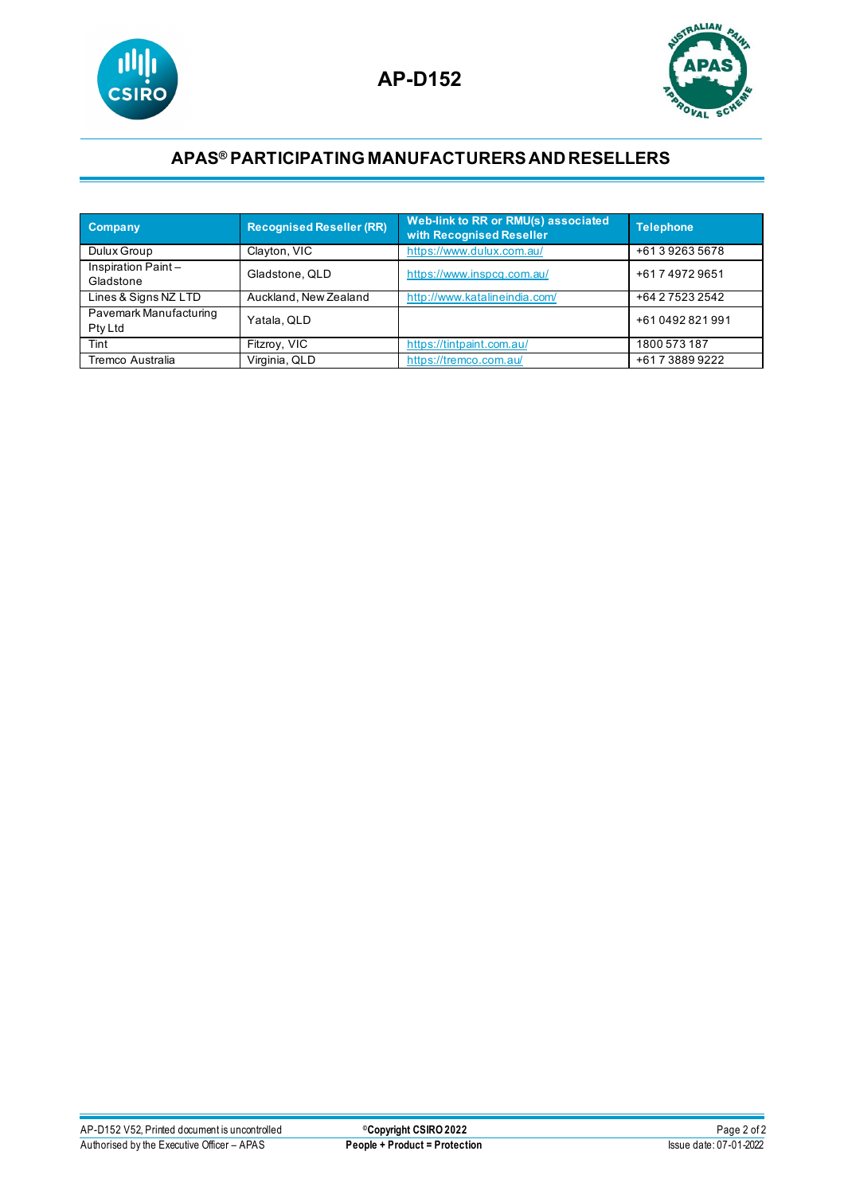## APAS® PARTICIPATING MANUFACTURERS AND RESELLERS

| Company | Recognised Reseller (RR) | Web-link to RR or RMU(s) associated with Recognised Reseller | Telephone |
|---|---|---|---|
| Dulux Group | Clayton, VIC | https://www.dulux.com.au/ | +61 3 9263 5678 |
| Inspiration Paint – Gladstone | Gladstone, QLD | https://www.inspcq.com.au/ | +61 7 4972 9651 |
| Lines & Signs NZ LTD | Auckland, New Zealand | http://www.katalineindia.com/ | +64 2 7523 2542 |
| Pavemark Manufacturing Pty Ltd | Yatala, QLD | | +61 0492 821 991 |
| Tint | Fitzroy, VIC | https://tintpaint.com.au/ | 1800 573 187 |
| Tremco Australia | Virginia, QLD | https://tremco.com.au/ | +61 7 3889 9222 |